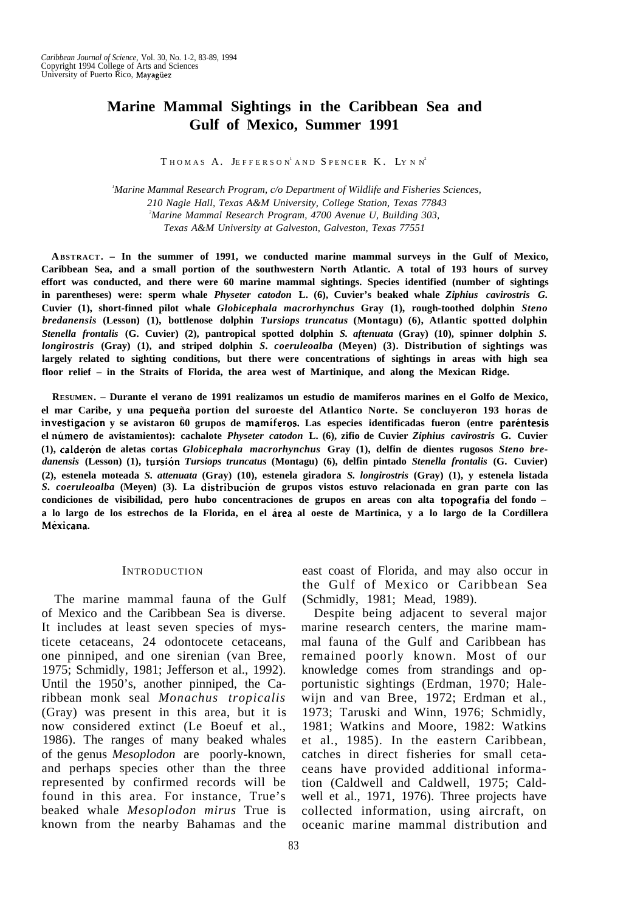# Marine Mammal Sightings in the Caribbean Sea and Gulf of Mexico, Summer 1991

THOMAS A. JEFFERSON[1] AND SPENCER K. LYNN[2]

[1]*Marine Mammal Research Program, c/o Department of Wildlife and Fisheries Sciences, 210 Nagle Hall, Texas A&M University, College Station, Texas 77843*
[2]*Marine Mammal Research Program, 4700 Avenue U, Building 303, Texas A&M University at Galveston, Galveston, Texas 77551*

**ABSTRACT. – In the summer of 1991, we conducted marine mammal surveys in the Gulf of Mexico, Caribbean Sea, and a small portion of the southwestern North Atlantic. A total of 193 hours of survey effort was conducted, and there were 60 marine mammal sightings. Species identified (number of sightings in parentheses) were: sperm whale *Physeter catodon* L. (6), Cuvier's beaked whale *Ziphius cavirostris* G. Cuvier (1), short-finned pilot whale *Globicephala macrorhynchus* Gray (1), rough-toothed dolphin *Steno bredanensis* (Lesson) (1), bottlenose dolphin *Tursiops truncatus* (Montagu) (6), Atlantic spotted dolphin *Stenella frontalis* (G. Cuvier) (2), pantropical spotted dolphin *S. aftenuata* (Gray) (10), spinner dolphin *S. longirostris* (Gray) (1), and striped dolphin *S. coeruleoalba* (Meyen) (3). Distribution of sightings was largely related to sighting conditions, but there were concentrations of sightings in areas with high sea floor relief – in the Straits of Florida, the area west of Martinique, and along the Mexican Ridge.**

**RESUMEN. – Durante el verano de 1991 realizamos un estudio de mamiferos marines en el Golfo de Mexico, el mar Caribe, y una pequeña portion del suroeste del Atlantico Norte. Se concluyeron 193 horas de investigación y se avistaron 60 grupos de mamíferos. Las especies identificadas fueron (entre paréntesis el número de avistamientos): cachalote *Physeter catodon* L. (6), zifio de Cuvier *Ziphius cavirostris* G. Cuvier (1), calderón de aletas cortas *Globicephala macrorhynchus* Gray (1), delfin de dientes rugosos *Steno bredanensis* (Lesson) (1), tursión *Tursiops truncatus* (Montagu) (6), delfin pintado *Stenella frontalis* (G. Cuvier) (2), estenela moteada *S. attenuata* (Gray) (10), estenela giradora *S. longirostris* (Gray) (1), y estenela listada *S. coeruleoalba* (Meyen) (3). La distribución de grupos vistos estuvo relacionada en gran parte con las condiciones de visibilidad, pero hubo concentraciones de grupos en areas con alta topografía del fondo – a lo largo de los estrechos de la Florida, en el área al oeste de Martinica, y a lo largo de la Cordillera Méxicana.**

## INTRODUCTION

The marine mammal fauna of the Gulf of Mexico and the Caribbean Sea is diverse. It includes at least seven species of mysticete cetaceans, 24 odontocete cetaceans, one pinniped, and one sirenian (van Bree, 1975; Schmidly, 1981; Jefferson et al., 1992). Until the 1950's, another pinniped, the Caribbean monk seal *Monachus tropicalis* (Gray) was present in this area, but it is now considered extinct (Le Boeuf et al., 1986). The ranges of many beaked whales of the genus *Mesoplodon* are poorly-known, and perhaps species other than the three represented by confirmed records will be found in this area. For instance, True's beaked whale *Mesoplodon mirus* True is known from the nearby Bahamas and the east coast of Florida, and may also occur in the Gulf of Mexico or Caribbean Sea (Schmidly, 1981; Mead, 1989).

Despite being adjacent to several major marine research centers, the marine mammal fauna of the Gulf and Caribbean has remained poorly known. Most of our knowledge comes from strandings and opportunistic sightings (Erdman, 1970; Halewijn and van Bree, 1972; Erdman et al., 1973; Taruski and Winn, 1976; Schmidly, 1981; Watkins and Moore, 1982: Watkins et al., 1985). In the eastern Caribbean, catches in direct fisheries for small cetaceans have provided additional information (Caldwell and Caldwell, 1975; Caldwell et al., 1971, 1976). Three projects have collected information, using aircraft, on oceanic marine mammal distribution and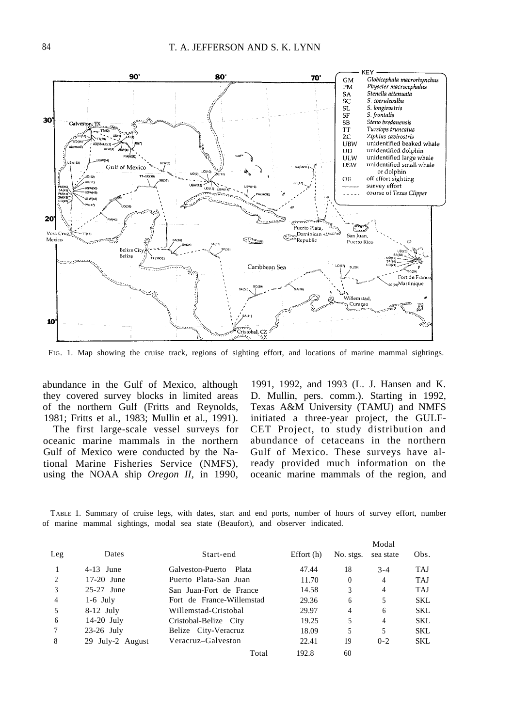FIG. 1. Map showing the cruise track, regions of sighting effort, and locations of marine mammal sightings.

abundance in the Gulf of Mexico, although they covered survey blocks in limited areas of the northern Gulf (Fritts and Reynolds, 1981; Fritts et al., 1983; Mullin et al., 1991).

The first large-scale vessel surveys for oceanic marine mammals in the northern Gulf of Mexico were conducted by the National Marine Fisheries Service (NMFS), using the NOAA ship *Oregon II,* in 1990, 1991, 1992, and 1993 (L. J. Hansen and K. D. Mullin, pers. comm.). Starting in 1992, Texas A&M University (TAMU) and NMFS initiated a three-year project, the GULFCET Project, to study distribution and abundance of cetaceans in the northern Gulf of Mexico. These surveys have already provided much information on the oceanic marine mammals of the region, and

TABLE 1. Summary of cruise legs, with dates, start and end ports, number of hours of survey effort, number of marine mammal sightings, modal sea state (Beaufort), and observer indicated.

| Leg | Dates | Start-end | Effort (h) | No. stgs. | Modal sea state | Obs. |
|---|---|---|---|---|---|---|
| 1 | 4-13 June | Galveston-Puerto Plata | 47.44 | 18 | 3-4 | TAJ |
| 2 | 17-20 June | Puerto Plata-San Juan | 11.70 | 0 | 4 | TAJ |
| 3 | 25-27 June | San Juan-Fort de France | 14.58 | 3 | 4 | TAJ |
| 4 | 1-6 July | Fort de France-Willemstad | 29.36 | 6 | 5 | SKL |
| 5 | 8-12 July | Willemstad-Cristobal | 29.97 | 4 | 6 | SKL |
| 6 | 14-20 July | Cristobal-Belize City | 19.25 | 5 | 4 | SKL |
| 7 | 23-26 July | Belize City-Veracruz | 18.09 | 5 | 5 | SKL |
| 8 | 29 July-2 August | Veracruz–Galveston | 22.41 | 19 | 0-2 | SKL |
| | | Total | 192.8 | 60 | | |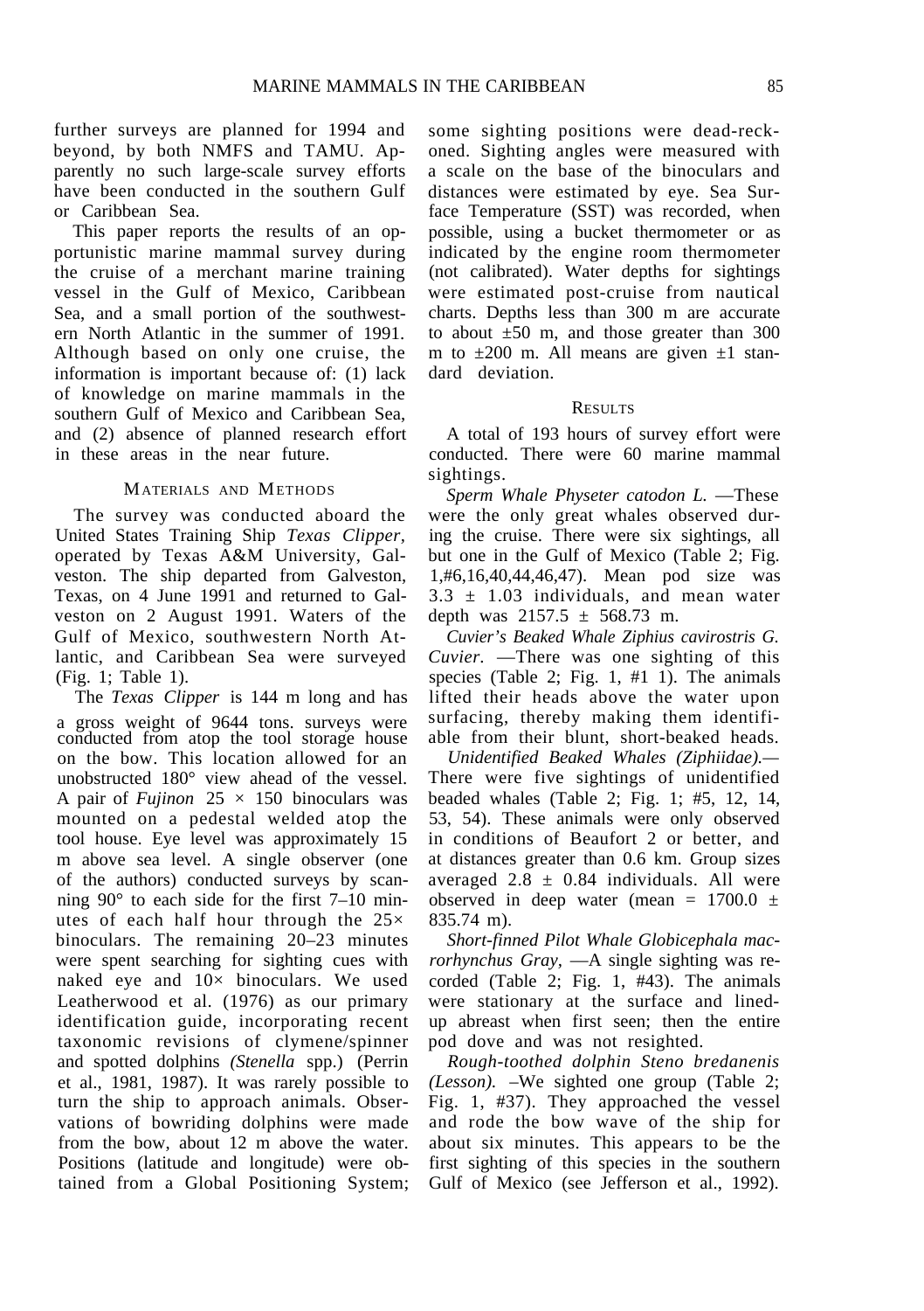further surveys are planned for 1994 and beyond, by both NMFS and TAMU. Apparently no such large-scale survey efforts have been conducted in the southern Gulf or Caribbean Sea.

This paper reports the results of an opportunistic marine mammal survey during the cruise of a merchant marine training vessel in the Gulf of Mexico, Caribbean Sea, and a small portion of the southwestern North Atlantic in the summer of 1991. Although based on only one cruise, the information is important because of: (1) lack of knowledge on marine mammals in the southern Gulf of Mexico and Caribbean Sea, and (2) absence of planned research effort in these areas in the near future.

## Materials and Methods

The survey was conducted aboard the United States Training Ship *Texas Clipper*, operated by Texas A&M University, Galveston. The ship departed from Galveston, Texas, on 4 June 1991 and returned to Galveston on 2 August 1991. Waters of the Gulf of Mexico, southwestern North Atlantic, and Caribbean Sea were surveyed (Fig. 1; Table 1).

The *Texas Clipper* is 144 m long and has a gross weight of 9644 tons. surveys were conducted from atop the tool storage house on the bow. This location allowed for an unobstructed 180° view ahead of the vessel. A pair of *Fujinon* 25 × 150 binoculars was mounted on a pedestal welded atop the tool house. Eye level was approximately 15 m above sea level. A single observer (one of the authors) conducted surveys by scanning 90° to each side for the first 7–10 minutes of each half hour through the 25× binoculars. The remaining 20–23 minutes were spent searching for sighting cues with naked eye and 10× binoculars. We used Leatherwood et al. (1976) as our primary identification guide, incorporating recent taxonomic revisions of clymene/spinner and spotted dolphins *(Stenella* spp.) (Perrin et al., 1981, 1987). It was rarely possible to turn the ship to approach animals. Observations of bowriding dolphins were made from the bow, about 12 m above the water. Positions (latitude and longitude) were obtained from a Global Positioning System; some sighting positions were dead-reckoned. Sighting angles were measured with a scale on the base of the binoculars and distances were estimated by eye. Sea Surface Temperature (SST) was recorded, when possible, using a bucket thermometer or as indicated by the engine room thermometer (not calibrated). Water depths for sightings were estimated post-cruise from nautical charts. Depths less than 300 m are accurate to about ±50 m, and those greater than 300 m to ±200 m. All means are given ±1 standard deviation.

## Results

A total of 193 hours of survey effort were conducted. There were 60 marine mammal sightings.

*Sperm Whale Physeter catodon L.* —These were the only great whales observed during the cruise. There were six sightings, all but one in the Gulf of Mexico (Table 2; Fig. 1,#6,16,40,44,46,47). Mean pod size was 3.3 ± 1.03 individuals, and mean water depth was 2157.5 ± 568.73 m.

*Cuvier's Beaked Whale Ziphius cavirostris G. Cuvier.* —There was one sighting of this species (Table 2; Fig. 1, #1 1). The animals lifted their heads above the water upon surfacing, thereby making them identifiable from their blunt, short-beaked heads.

*Unidentified Beaked Whales (Ziphiidae).*—There were five sightings of unidentified beaded whales (Table 2; Fig. 1; #5, 12, 14, 53, 54). These animals were only observed in conditions of Beaufort 2 or better, and at distances greater than 0.6 km. Group sizes averaged 2.8 ± 0.84 individuals. All were observed in deep water (mean = 1700.0 ± 835.74 m).

*Short-finned Pilot Whale Globicephala macrorhynchus Gray*, —A single sighting was recorded (Table 2; Fig. 1, #43). The animals were stationary at the surface and lined-up abreast when first seen; then the entire pod dove and was not resighted.

*Rough-toothed dolphin Steno bredanenis (Lesson).* –We sighted one group (Table 2; Fig. 1, #37). They approached the vessel and rode the bow wave of the ship for about six minutes. This appears to be the first sighting of this species in the southern Gulf of Mexico (see Jefferson et al., 1992).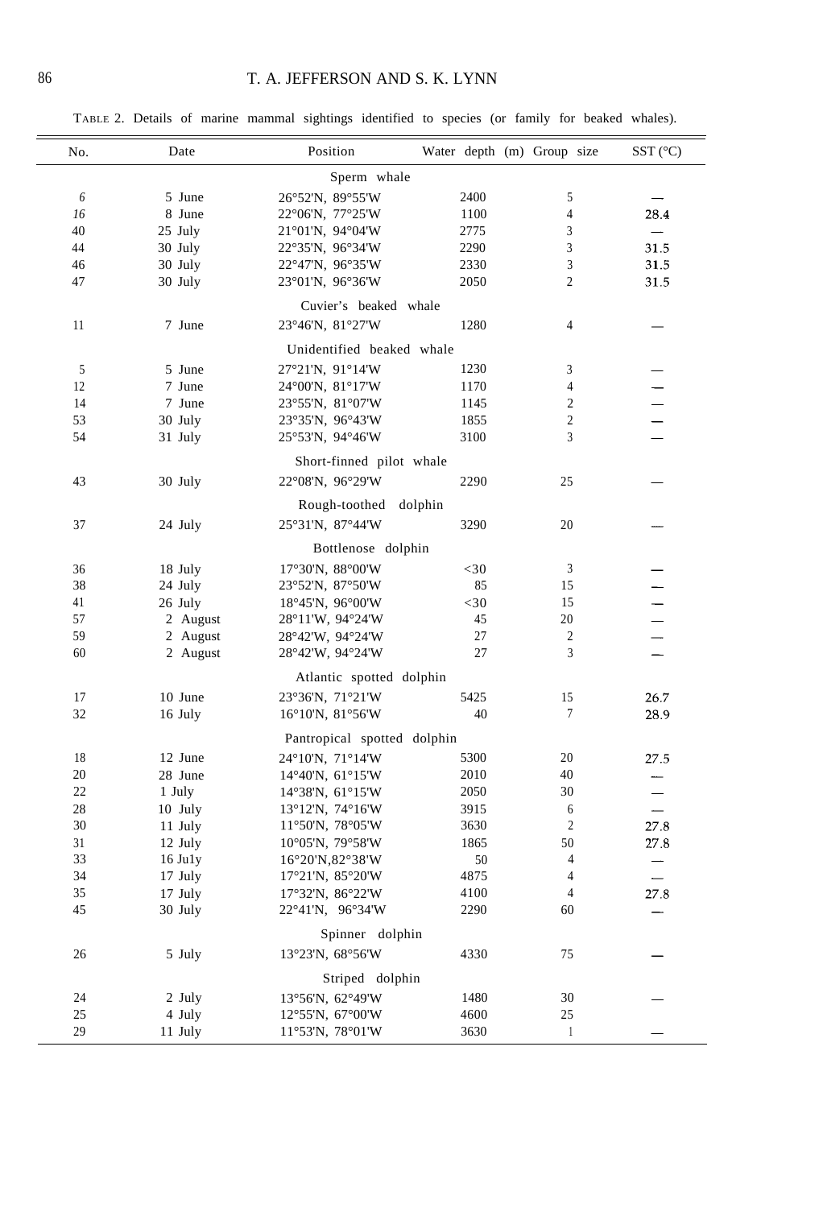TABLE 2. Details of marine mammal sightings identified to species (or family for beaked whales).

| No. | Date | Position | Water depth (m) | Group size | SST (°C) |
|---|---|---|---|---|---|
| | | **Sperm whale** | | | |
| 6 | 5 June | 26°52'N, 89°55'W | 2400 | 5 | — |
| 16 | 8 June | 22°06'N, 77°25'W | 1100 | 4 | 28.4 |
| 40 | 25 July | 21°01'N, 94°04'W | 2775 | 3 | — |
| 44 | 30 July | 22°35'N, 96°34'W | 2290 | 3 | 31.5 |
| 46 | 30 July | 22°47'N, 96°35'W | 2330 | 3 | 31.5 |
| 47 | 30 July | 23°01'N, 96°36'W | 2050 | 2 | 31.5 |
| | | **Cuvier's beaked whale** | | | |
| 11 | 7 June | 23°46'N, 81°27'W | 1280 | 4 | — |
| | | **Unidentified beaked whale** | | | |
| 5 | 5 June | 27°21'N, 91°14'W | 1230 | 3 | — |
| 12 | 7 June | 24°00'N, 81°17'W | 1170 | 4 | — |
| 14 | 7 June | 23°55'N, 81°07'W | 1145 | 2 | — |
| 53 | 30 July | 23°35'N, 96°43'W | 1855 | 2 | — |
| 54 | 31 July | 25°53'N, 94°46'W | 3100 | 3 | — |
| | | **Short-finned pilot whale** | | | |
| 43 | 30 July | 22°08'N, 96°29'W | 2290 | 25 | — |
| | | **Rough-toothed dolphin** | | | |
| 37 | 24 July | 25°31'N, 87°44'W | 3290 | 20 | — |
| | | **Bottlenose dolphin** | | | |
| 36 | 18 July | 17°30'N, 88°00'W | <30 | 3 | — |
| 38 | 24 July | 23°52'N, 87°50'W | 85 | 15 | — |
| 41 | 26 July | 18°45'N, 96°00'W | <30 | 15 | — |
| 57 | 2 August | 28°11'W, 94°24'W | 45 | 20 | — |
| 59 | 2 August | 28°42'W, 94°24'W | 27 | 2 | — |
| 60 | 2 August | 28°42'W, 94°24'W | 27 | 3 | — |
| | | **Atlantic spotted dolphin** | | | |
| 17 | 10 June | 23°36'N, 71°21'W | 5425 | 15 | 26.7 |
| 32 | 16 July | 16°10'N, 81°56'W | 40 | 7 | 28.9 |
| | | **Pantropical spotted dolphin** | | | |
| 18 | 12 June | 24°10'N, 71°14'W | 5300 | 20 | 27.5 |
| 20 | 28 June | 14°40'N, 61°15'W | 2010 | 40 | — |
| 22 | 1 July | 14°38'N, 61°15'W | 2050 | 30 | — |
| 28 | 10 July | 13°12'N, 74°16'W | 3915 | 6 | — |
| 30 | 11 July | 11°50'N, 78°05'W | 3630 | 2 | 27.8 |
| 31 | 12 July | 10°05'N, 79°58'W | 1865 | 50 | 27.8 |
| 33 | 16 July | 16°20'N,82°38'W | 50 | 4 | — |
| 34 | 17 July | 17°21'N, 85°20'W | 4875 | 4 | — |
| 35 | 17 July | 17°32'N, 86°22'W | 4100 | 4 | 27.8 |
| 45 | 30 July | 22°41'N, 96°34'W | 2290 | 60 | — |
| | | **Spinner dolphin** | | | |
| 26 | 5 July | 13°23'N, 68°56'W | 4330 | 75 | — |
| | | **Striped dolphin** | | | |
| 24 | 2 July | 13°56'N, 62°49'W | 1480 | 30 | — |
| 25 | 4 July | 12°55'N, 67°00'W | 4600 | 25 | |
| 29 | 11 July | 11°53'N, 78°01'W | 3630 | 1 | — |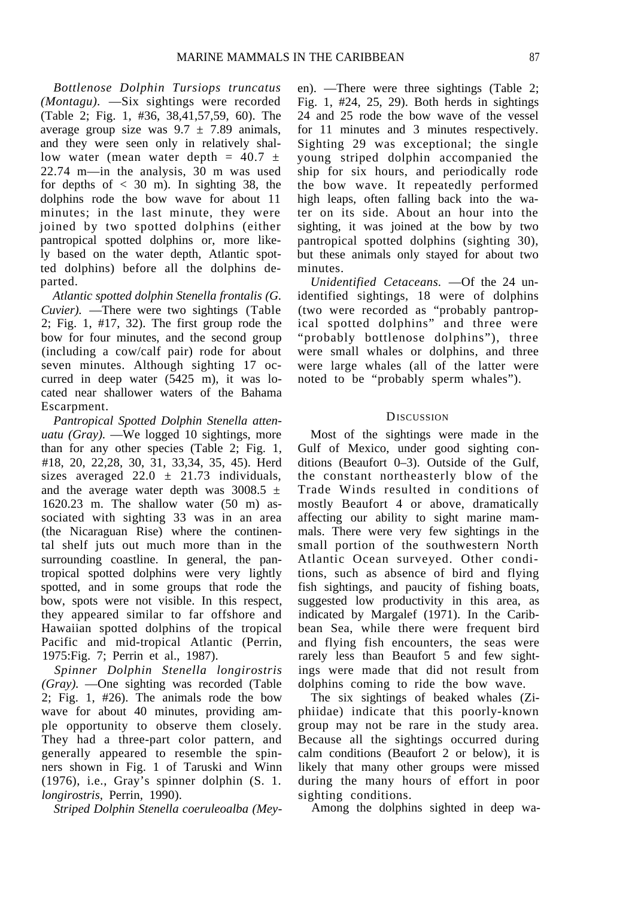*Bottlenose Dolphin Tursiops truncatus (Montagu).* —Six sightings were recorded (Table 2; Fig. 1, #36, 38,41,57,59, 60). The average group size was 9.7 ± 7.89 animals, and they were seen only in relatively shallow water (mean water depth = 40.7 ± 22.74 m—in the analysis, 30 m was used for depths of < 30 m). In sighting 38, the dolphins rode the bow wave for about 11 minutes; in the last minute, they were joined by two spotted dolphins (either pantropical spotted dolphins or, more likely based on the water depth, Atlantic spotted dolphins) before all the dolphins departed.

*Atlantic spotted dolphin Stenella frontalis (G. Cuvier).* —There were two sightings (Table 2; Fig. 1, #17, 32). The first group rode the bow for four minutes, and the second group (including a cow/calf pair) rode for about seven minutes. Although sighting 17 occurred in deep water (5425 m), it was located near shallower waters of the Bahama Escarpment.

*Pantropical Spotted Dolphin Stenella attenuatu (Gray).* —We logged 10 sightings, more than for any other species (Table 2; Fig. 1, #18, 20, 22,28, 30, 31, 33,34, 35, 45). Herd sizes averaged 22.0 ± 21.73 individuals, and the average water depth was 3008.5 ± 1620.23 m. The shallow water (50 m) associated with sighting 33 was in an area (the Nicaraguan Rise) where the continental shelf juts out much more than in the surrounding coastline. In general, the pantropical spotted dolphins were very lightly spotted, and in some groups that rode the bow, spots were not visible. In this respect, they appeared similar to far offshore and Hawaiian spotted dolphins of the tropical Pacific and mid-tropical Atlantic (Perrin, 1975:Fig. 7; Perrin et al., 1987).

*Spinner Dolphin Stenella longirostris (Gray).* —One sighting was recorded (Table 2; Fig. 1, #26). The animals rode the bow wave for about 40 minutes, providing ample opportunity to observe them closely. They had a three-part color pattern, and generally appeared to resemble the spinners shown in Fig. 1 of Taruski and Winn (1976), i.e., Gray's spinner dolphin (S. 1. *longirostris*, Perrin, 1990).

*Striped Dolphin Stenella coeruleoalba (Meyen).* —There were three sightings (Table 2; Fig. 1, #24, 25, 29). Both herds in sightings 24 and 25 rode the bow wave of the vessel for 11 minutes and 3 minutes respectively. Sighting 29 was exceptional; the single young striped dolphin accompanied the ship for six hours, and periodically rode the bow wave. It repeatedly performed high leaps, often falling back into the water on its side. About an hour into the sighting, it was joined at the bow by two pantropical spotted dolphins (sighting 30), but these animals only stayed for about two minutes.

*Unidentified Cetaceans.* —Of the 24 unidentified sightings, 18 were of dolphins (two were recorded as "probably pantropical spotted dolphins" and three were "probably bottlenose dolphins"), three were small whales or dolphins, and three were large whales (all of the latter were noted to be "probably sperm whales").

## Discussion

Most of the sightings were made in the Gulf of Mexico, under good sighting conditions (Beaufort 0–3). Outside of the Gulf, the constant northeasterly blow of the Trade Winds resulted in conditions of mostly Beaufort 4 or above, dramatically affecting our ability to sight marine mammals. There were very few sightings in the small portion of the southwestern North Atlantic Ocean surveyed. Other conditions, such as absence of bird and flying fish sightings, and paucity of fishing boats, suggested low productivity in this area, as indicated by Margalef (1971). In the Caribbean Sea, while there were frequent bird and flying fish encounters, the seas were rarely less than Beaufort 5 and few sightings were made that did not result from dolphins coming to ride the bow wave.

The six sightings of beaked whales (Ziphiidae) indicate that this poorly-known group may not be rare in the study area. Because all the sightings occurred during calm conditions (Beaufort 2 or below), it is likely that many other groups were missed during the many hours of effort in poor sighting conditions.

Among the dolphins sighted in deep wa-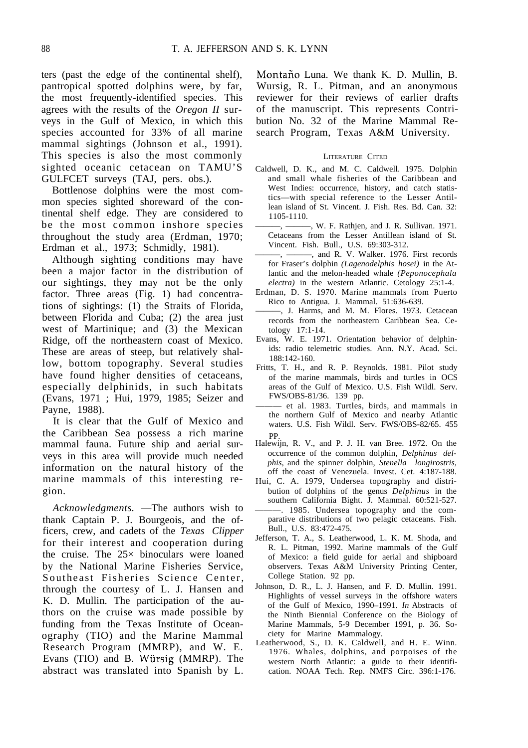ters (past the edge of the continental shelf), pantropical spotted dolphins were, by far, the most frequently-identified species. This agrees with the results of the *Oregon II* surveys in the Gulf of Mexico, in which this species accounted for 33% of all marine mammal sightings (Johnson et al., 1991). This species is also the most commonly sighted oceanic cetacean on TAMU'S GULFCET surveys (TAJ, pers. obs.).

Bottlenose dolphins were the most common species sighted shoreward of the continental shelf edge. They are considered to be the most common inshore species throughout the study area (Erdman, 1970; Erdman et al., 1973; Schmidly, 1981).

Although sighting conditions may have been a major factor in the distribution of our sightings, they may not be the only factor. Three areas (Fig. 1) had concentrations of sightings: (1) the Straits of Florida, between Florida and Cuba; (2) the area just west of Martinique; and (3) the Mexican Ridge, off the northeastern coast of Mexico. These are areas of steep, but relatively shallow, bottom topography. Several studies have found higher densities of cetaceans, especially delphinids, in such habitats (Evans, 1971 ; Hui, 1979, 1985; Seizer and Payne, 1988).

It is clear that the Gulf of Mexico and the Caribbean Sea possess a rich marine mammal fauna. Future ship and aerial surveys in this area will provide much needed information on the natural history of the marine mammals of this interesting region.

*Acknowledgments.* —The authors wish to thank Captain P. J. Bourgeois, and the officers, crew, and cadets of the *Texas Clipper* for their interest and cooperation during the cruise. The 25× binoculars were loaned by the National Marine Fisheries Service, Southeast Fisheries Science Center, through the courtesy of L. J. Hansen and K. D. Mullin. The participation of the authors on the cruise was made possible by funding from the Texas Institute of Oceanography (TIO) and the Marine Mammal Research Program (MMRP), and W. E. Evans (TIO) and B. Würsig (MMRP). The abstract was translated into Spanish by L. Montaño Luna. We thank K. D. Mullin, B. Wursig, R. L. Pitman, and an anonymous reviewer for their reviews of earlier drafts of the manuscript. This represents Contribution No. 32 of the Marine Mammal Research Program, Texas A&M University.

## Literature Cited

Caldwell, D. K., and M. C. Caldwell. 1975. Dolphin and small whale fisheries of the Caribbean and West Indies: occurrence, history, and catch statistics—with special reference to the Lesser Antillean island of St. Vincent. J. Fish. Res. Bd. Can. 32: 1105-1110.

———, ———, W. F. Rathjen, and J. R. Sullivan. 1971. Cetaceans from the Lesser Antillean island of St. Vincent. Fish. Bull., U.S. 69:303-312.

———, ———, and R. V. Walker. 1976. First records for Fraser's dolphin *(Lagenodelphis hosei)* in the Atlantic and the melon-headed whale *(Peponocephala electra)* in the western Atlantic. Cetology 25:1-4.

Erdman, D. S. 1970. Marine mammals from Puerto Rico to Antigua. J. Mammal. 51:636-639.

———, J. Harms, and M. M. Flores. 1973. Cetacean records from the northeastern Caribbean Sea. Cetology 17:1-14.

Evans, W. E. 1971. Orientation behavior of delphinids: radio telemetric studies. Ann. N.Y. Acad. Sci. 188:142-160.

Fritts, T. H., and R. P. Reynolds. 1981. Pilot study of the marine mammals, birds and turtles in OCS areas of the Gulf of Mexico. U.S. Fish Wildl. Serv. FWS/OBS-81/36. 139 pp.

——— et al. 1983. Turtles, birds, and mammals in the northern Gulf of Mexico and nearby Atlantic waters. U.S. Fish Wildl. Serv. FWS/OBS-82/65. 455 pp.

Halewijn, R. V., and P. J. H. van Bree. 1972. On the occurrence of the common dolphin, *Delphinus delphis,* and the spinner dolphin, *Stenella longirostris,* off the coast of Venezuela. Invest. Cet. 4:187-188.

Hui, C. A. 1979, Undersea topography and distribution of dolphins of the genus *Delphinus* in the southern California Bight. J. Mammal. 60:521-527.

———. 1985. Undersea topography and the comparative distributions of two pelagic cetaceans. Fish. Bull., U.S. 83:472-475.

Jefferson, T. A., S. Leatherwood, L. K. M. Shoda, and R. L. Pitman, 1992. Marine mammals of the Gulf of Mexico: a field guide for aerial and shipboard observers. Texas A&M University Printing Center, College Station. 92 pp.

Johnson, D. R., L. J. Hansen, and F. D. Mullin. 1991. Highlights of vessel surveys in the offshore waters of the Gulf of Mexico, 1990–1991. *In* Abstracts of the Ninth Biennial Conference on the Biology of Marine Mammals, 5-9 December 1991, p. 36. Society for Marine Mammalogy.

Leatherwood, S., D. K. Caldwell, and H. E. Winn. 1976. Whales, dolphins, and porpoises of the western North Atlantic: a guide to their identification. NOAA Tech. Rep. NMFS Circ. 396:1-176.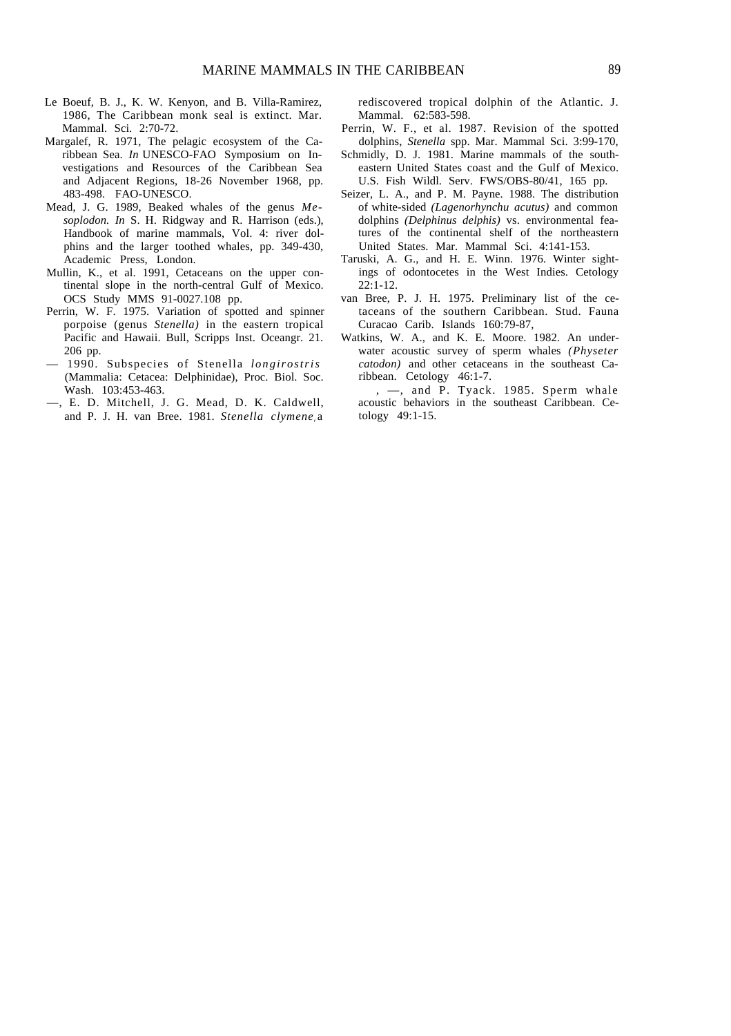Le Boeuf, B. J., K. W. Kenyon, and B. Villa-Ramirez, 1986, The Caribbean monk seal is extinct. Mar. Mammal. Sci. 2:70-72.

Margalef, R. 1971, The pelagic ecosystem of the Caribbean Sea. *In* UNESCO-FAO Symposium on Investigations and Resources of the Caribbean Sea and Adjacent Regions, 18-26 November 1968, pp. 483-498. FAO-UNESCO.

Mead, J. G. 1989, Beaked whales of the genus *Mesoplodon. In* S. H. Ridgway and R. Harrison (eds.), Handbook of marine mammals, Vol. 4: river dolphins and the larger toothed whales, pp. 349-430, Academic Press, London.

Mullin, K., et al. 1991, Cetaceans on the upper continental slope in the north-central Gulf of Mexico. OCS Study MMS 91-0027.108 pp.

Perrin, W. F. 1975. Variation of spotted and spinner porpoise (genus *Stenella)* in the eastern tropical Pacific and Hawaii. Bull, Scripps Inst. Oceangr. 21. 206 pp.

— 1990. Subspecies of Stenella *longirostris* (Mammalia: Cetacea: Delphinidae), Proc. Biol. Soc. Wash. 103:453-463.

—, E. D. Mitchell, J. G. Mead, D. K. Caldwell, and P. J. H. van Bree. 1981. *Stenella clymene*, a rediscovered tropical dolphin of the Atlantic. J. Mammal. 62:583-598.

Perrin, W. F., et al. 1987. Revision of the spotted dolphins, *Stenella* spp. Mar. Mammal Sci. 3:99-170,

Schmidly, D. J. 1981. Marine mammals of the southeastern United States coast and the Gulf of Mexico. U.S. Fish Wildl. Serv. FWS/OBS-80/41, 165 pp.

Seizer, L. A., and P. M. Payne. 1988. The distribution of white-sided *(Lagenorhynchu acutus)* and common dolphins *(Delphinus delphis)* vs. environmental features of the continental shelf of the northeastern United States. Mar. Mammal Sci. 4:141-153.

Taruski, A. G., and H. E. Winn. 1976. Winter sightings of odontocetes in the West Indies. Cetology 22:1-12.

van Bree, P. J. H. 1975. Preliminary list of the cetaceans of the southern Caribbean. Stud. Fauna Curacao Carib. Islands 160:79-87,

Watkins, W. A., and K. E. Moore. 1982. An underwater acoustic survey of sperm whales *(Physeter catodon)* and other cetaceans in the southeast Caribbean. Cetology 46:1-7.

, —, and P. Tyack. 1985. Sperm whale acoustic behaviors in the southeast Caribbean. Cetology 49:1-15.